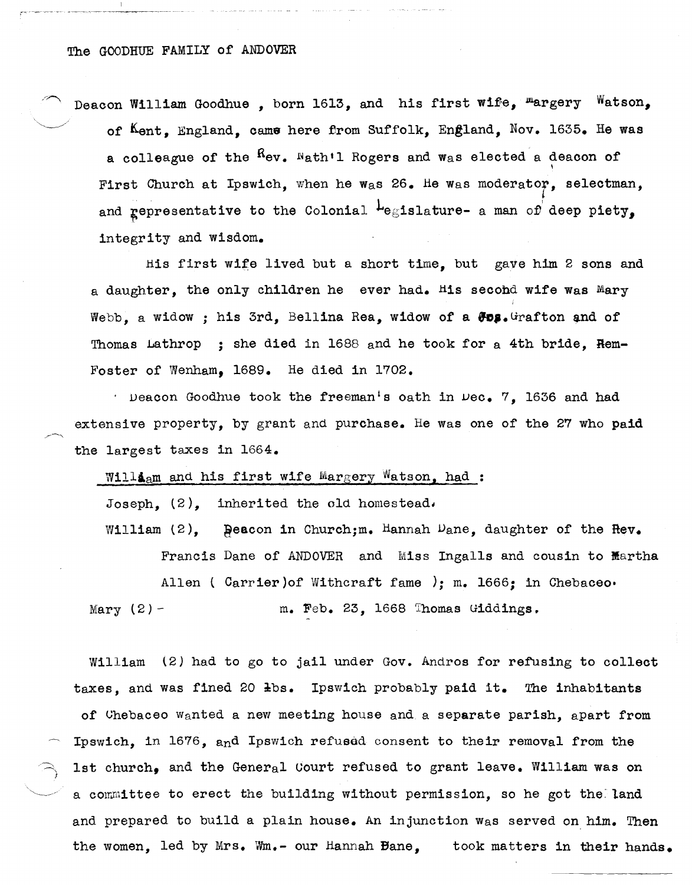# The GOODHUE FAMILY of ANDOVER

Deacon William Goodhue , born 1613, and his first wife, Margery Watson, of Kent, England, came here from Suffolk, England, Nov. 1635. He was a colleague of the Rev. Nath'l Rogers and was elected a deacon of First Church at Ipswich, when he was 26. He was moderator, selectman, and representative to the Colonial Legislature- a man of deep piety, integrity and wisdom.

His first wife lived but a short time, but gave him 2 sons and a daughter, the only children he ever had. His second wife was Mary Webb, a widow ; his 3rd, Bellina Rea, widow of a Jos. Grafton and of Thomas Lathrop ; she died in 1688 and he took for a 4th bride, Rem- Foster of Wenham, 1689. He died in 1702.

Deacon Goodhue took the freeman's oath in Dec. 7, 1636 and had extensive property, by grant and purchase. He was one of the 27 who paid the largest taxes in 1664.

William and his first wife Margery Watson, had :

Joseph, (2), inherited the old homestead.

William (2), Deacon in Church;m. Hannah Dane, daughter of the Rev. Francis Dane of ANDOVER and Miss Ingalls and cousin to Martha Allen ( Carrier)of Withcraft fame ); m. 1666; in Chebaceo.

Mary (2) - m. Feb. 23, 1668 Thomas Giddings.

William (2) had to go to jail under Gov. Andros for refusing to collect taxes, and was fined 20 lbs. Ipswich probably paid it. The inhabitants of Chebaceo wanted a new meeting house and a separate parish, apart from Ipswich, in 1676, and Ipswich refused consent to their removal from the 1st church, and the General Court refused to grant leave. William was on a committee to erect the building without permission, so he got the land and prepared to build a plain house. An injunction was served on him. Then the women, led by Mrs. Wm.- our Hannah Dane, took matters in their hands.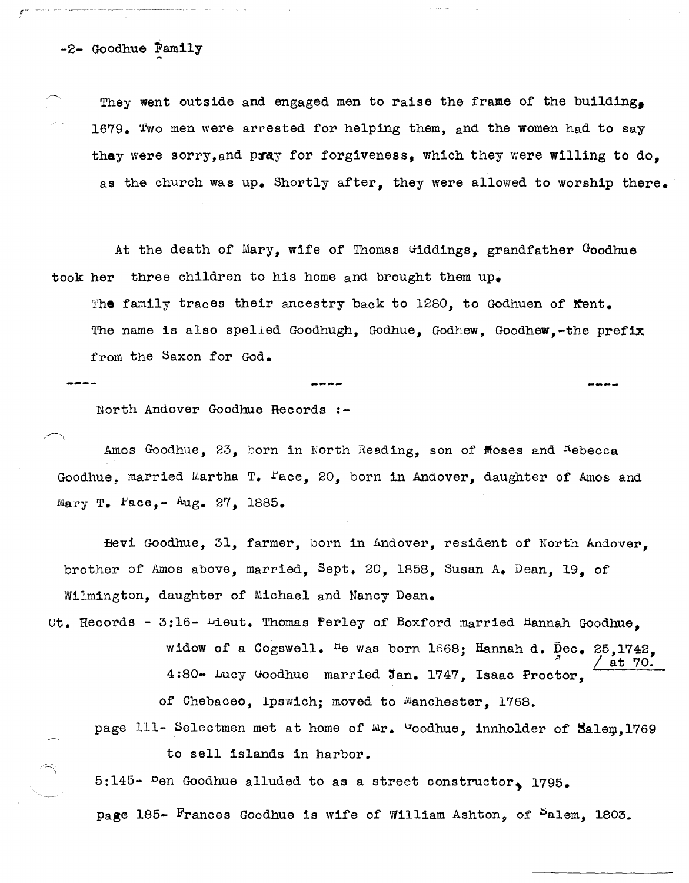-2- Goodhue Family

They went outside and engaged men to raise the frame of the building, 1679. Two men were arrested for helping them, and the women had to say they were sorry, and pray for forgiveness, which they were willing to do, as the church was up. Shortly after, they were allowed to worship there.

At the death of Mary, wife of Thomas Giddings, grandfather Goodhue took her three children to his home and brought them up.

The family traces their ancestry back to 1280, to Godhuen of Kent. The name is also spelled Goodhugh, Godhue, Godhew, Goodhew,-the prefix from the Saxon for God.

---- ---- ----

North Andover Goodhue Records :-

Amos Goodhue, 23, born in North Reading, son of Moses and Rebecca Goodhue, married Martha T. Pace, 20, born in Andover, daughter of Amos and Mary T. Pace,- Aug. 27, 1885.

Levi Goodhue, 31, farmer, born in Andover, resident of North Andover, brother of Amos above, married, Sept. 20, 1858, Susan A. Dean, 19, of Wilmington, daughter of Michael and Nancy Dean.

Ct. Records - 3:16- Lieut. Thomas Perley of Boxford married Hannah Goodhue, widow of a Cogswell. He was born 1668; Hannah d. Dec. 25, 1742, at 70.

4:80- Lucy Goodhue married Jan. 1747, Isaac Proctor, of Chebacco, Ipswich; moved to Manchester, 1768.

page 111- Selectmen met at home of Mr. Goodhue, innholder of Salem, 1769 to sell islands in harbor.

5:145- Ben Goodhue alluded to as a street constructor, 1795.

page 185- Frances Goodhue is wife of William Ashton, of Salem, 1803.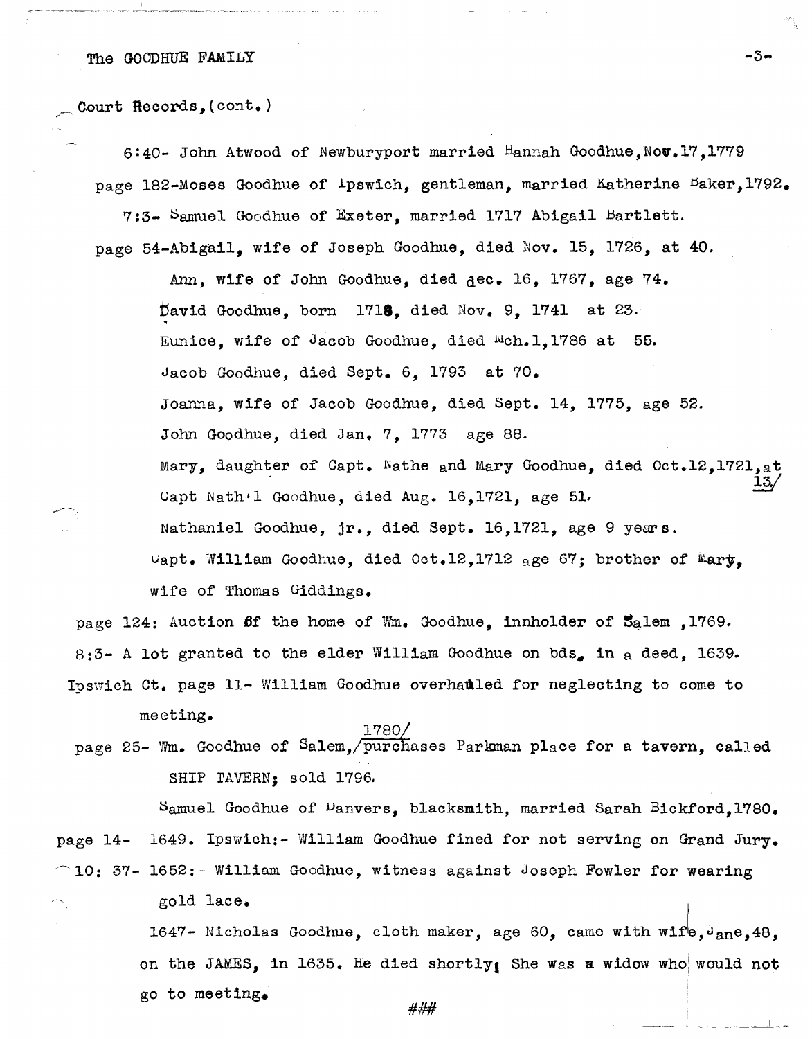The GOODHUE FAMILY

Court Records, (cont.)

6:40- John Atwood of Newburyport married Hannah Goodhue, Nov. 17, 1779

page 182-Moses Goodhue of Ipswich, gentleman, married Katherine Baker, 1792.

7:3- Samuel Goodhue of Exeter, married 1717 Abigail Bartlett.

page 54-Abigail, wife of Joseph Goodhue, died Nov. 15, 1726, at 40.

Ann, wife of John Goodhue, died dec. 16, 1767, age 74.

David Goodhue, born 1718, died Nov. 9, 1741 at 23.

Eunice, wife of Jacob Goodhue, died Mch. 1, 1786 at 55.

Jacob Goodhue, died Sept. 6, 1793 at 70.

Joanna, wife of Jacob Goodhue, died Sept. 14, 1775, age 52.

John Goodhue, died Jan. 7, 1773 age 88.

Mary, daughter of Capt. Nathe and Mary Goodhue, died Oct. 12, 1721, at 13/

Capt Nath'l Goodhue, died Aug. 16, 1721, age 51.

Nathaniel Goodhue, jr., died Sept. 16, 1721, age 9 years.

Capt. William Goodhue, died Oct. 12, 1712 age 67; brother of Mary, wife of Thomas Giddings.

page 124: Auction of the home of Wm. Goodhue, innholder of Salem, 1769.

8:3- A lot granted to the elder William Goodhue on bds. in a deed, 1639.

Ipswich Ct. page 11- William Goodhue overhauled for neglecting to come to meeting.

page 25- Wm. Goodhue of Salem, 1780/ purchases Parkman place for a tavern, called SHIP TAVERN; sold 1796.

Samuel Goodhue of Danvers, blacksmith, married Sarah Bickford, 1780.

page 14- 1649. Ipswich:- William Goodhue fined for not serving on Grand Jury.

10: 37- 1652:- William Goodhue, witness against Joseph Fowler for wearing gold lace.

1647- Nicholas Goodhue, cloth maker, age 60, came with wife, Jane, 48, on the JAMES, in 1635. He died shortly; She was a widow who would not go to meeting.

###